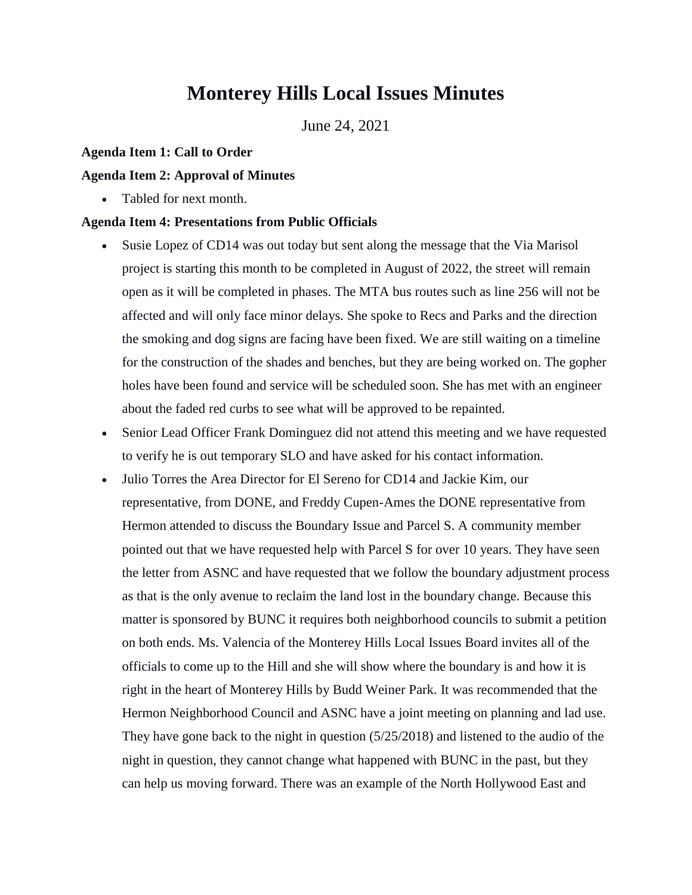# Monterey Hills Local Issues Minutes

June 24, 2021

**Agenda Item 1: Call to Order**

**Agenda Item 2: Approval of Minutes**

- Tabled for next month.

**Agenda Item 4: Presentations from Public Officials**

- Susie Lopez of CD14 was out today but sent along the message that the Via Marisol project is starting this month to be completed in August of 2022, the street will remain open as it will be completed in phases. The MTA bus routes such as line 256 will not be affected and will only face minor delays. She spoke to Recs and Parks and the direction the smoking and dog signs are facing have been fixed. We are still waiting on a timeline for the construction of the shades and benches, but they are being worked on. The gopher holes have been found and service will be scheduled soon. She has met with an engineer about the faded red curbs to see what will be approved to be repainted.
- Senior Lead Officer Frank Dominguez did not attend this meeting and we have requested to verify he is out temporary SLO and have asked for his contact information.
- Julio Torres the Area Director for El Sereno for CD14 and Jackie Kim, our representative, from DONE, and Freddy Cupen-Ames the DONE representative from Hermon attended to discuss the Boundary Issue and Parcel S. A community member pointed out that we have requested help with Parcel S for over 10 years. They have seen the letter from ASNC and have requested that we follow the boundary adjustment process as that is the only avenue to reclaim the land lost in the boundary change. Because this matter is sponsored by BUNC it requires both neighborhood councils to submit a petition on both ends. Ms. Valencia of the Monterey Hills Local Issues Board invites all of the officials to come up to the Hill and she will show where the boundary is and how it is right in the heart of Monterey Hills by Budd Weiner Park. It was recommended that the Hermon Neighborhood Council and ASNC have a joint meeting on planning and lad use. They have gone back to the night in question (5/25/2018) and listened to the audio of the night in question, they cannot change what happened with BUNC in the past, but they can help us moving forward. There was an example of the North Hollywood East and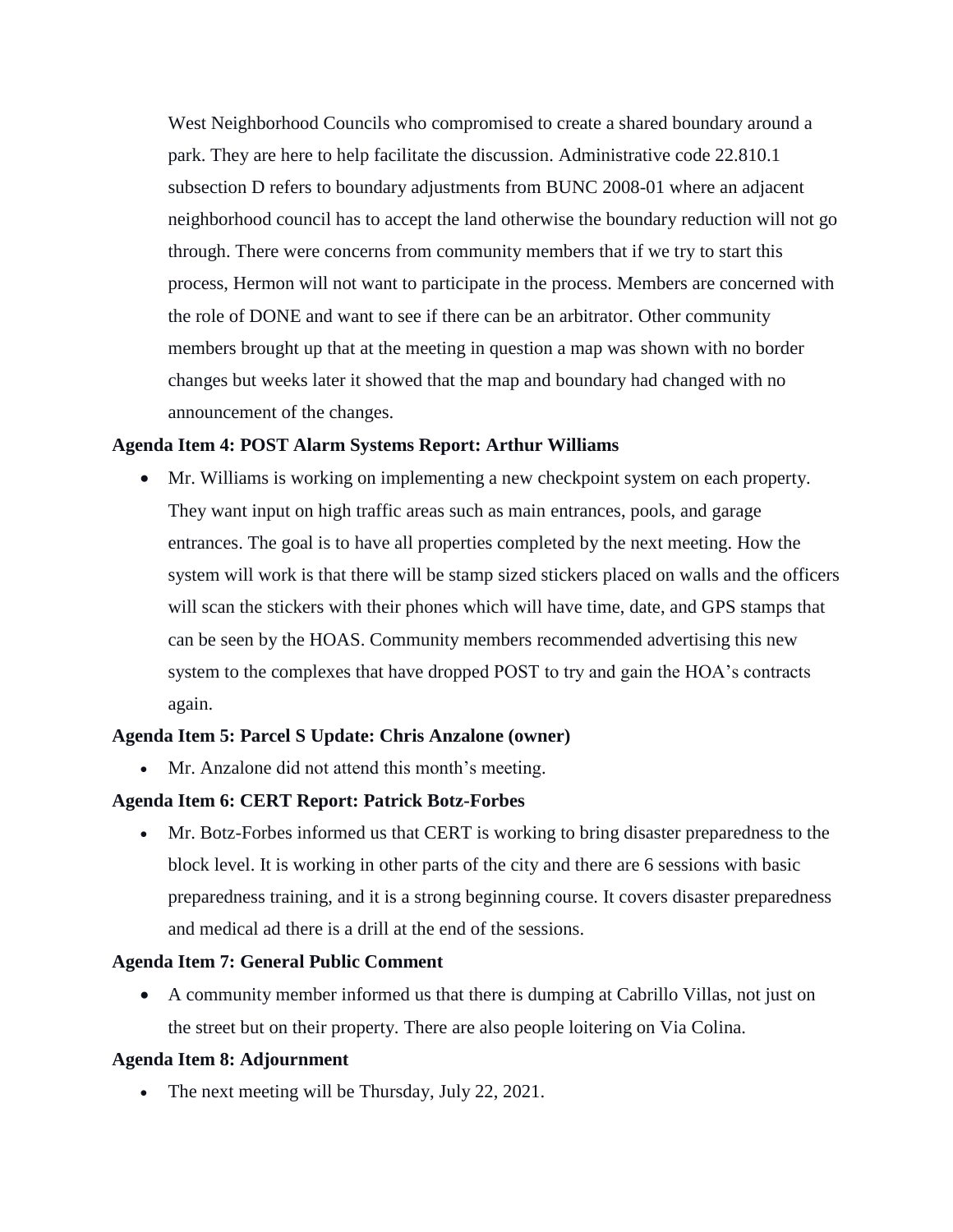West Neighborhood Councils who compromised to create a shared boundary around a park. They are here to help facilitate the discussion. Administrative code 22.810.1 subsection D refers to boundary adjustments from BUNC 2008-01 where an adjacent neighborhood council has to accept the land otherwise the boundary reduction will not go through. There were concerns from community members that if we try to start this process, Hermon will not want to participate in the process. Members are concerned with the role of DONE and want to see if there can be an arbitrator. Other community members brought up that at the meeting in question a map was shown with no border changes but weeks later it showed that the map and boundary had changed with no announcement of the changes.

**Agenda Item 4: POST Alarm Systems Report: Arthur Williams**

- Mr. Williams is working on implementing a new checkpoint system on each property. They want input on high traffic areas such as main entrances, pools, and garage entrances. The goal is to have all properties completed by the next meeting. How the system will work is that there will be stamp sized stickers placed on walls and the officers will scan the stickers with their phones which will have time, date, and GPS stamps that can be seen by the HOAS. Community members recommended advertising this new system to the complexes that have dropped POST to try and gain the HOA's contracts again.

**Agenda Item 5: Parcel S Update: Chris Anzalone (owner)**

- Mr. Anzalone did not attend this month's meeting.

**Agenda Item 6: CERT Report: Patrick Botz-Forbes**

- Mr. Botz-Forbes informed us that CERT is working to bring disaster preparedness to the block level. It is working in other parts of the city and there are 6 sessions with basic preparedness training, and it is a strong beginning course. It covers disaster preparedness and medical ad there is a drill at the end of the sessions.

**Agenda Item 7: General Public Comment**

- A community member informed us that there is dumping at Cabrillo Villas, not just on the street but on their property. There are also people loitering on Via Colina.

**Agenda Item 8: Adjournment**

- The next meeting will be Thursday, July 22, 2021.